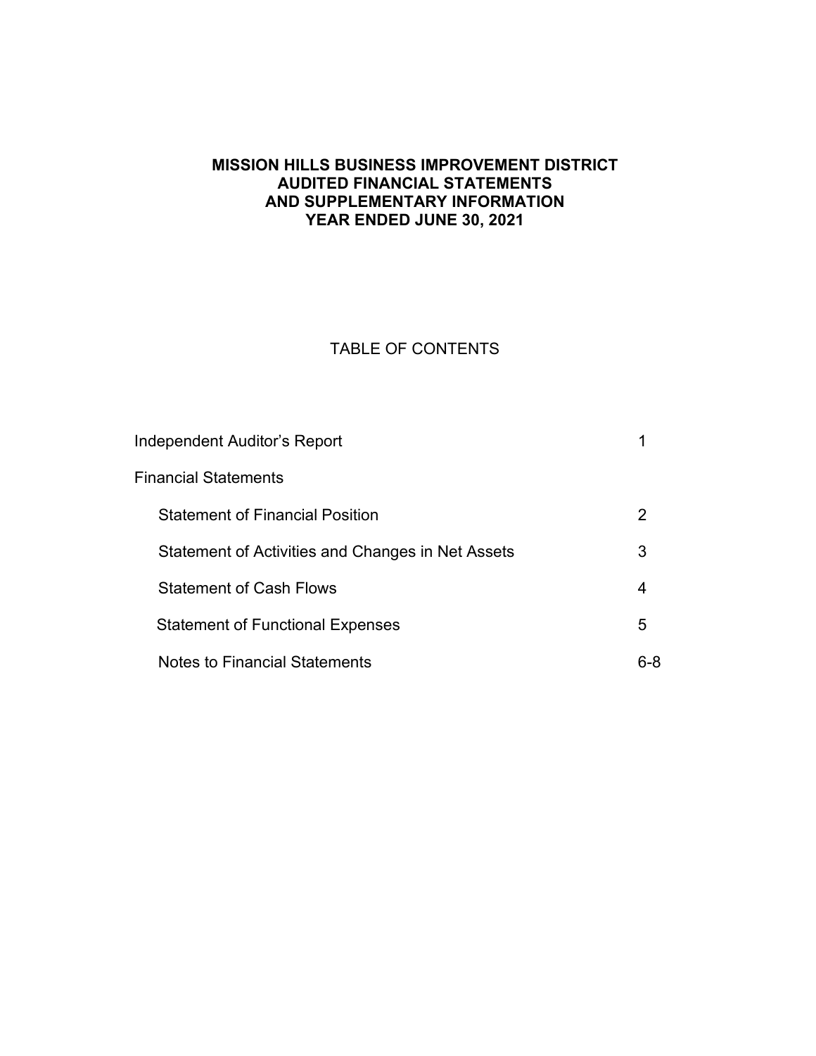# MISSION HILLS BUSINESS IMPROVEMENT DISTRICT
# AUDITED FINANCIAL STATEMENTS
# AND SUPPLEMENTARY INFORMATION
# YEAR ENDED JUNE 30, 2021

## TABLE OF CONTENTS

| | |
|---|---|
| Independent Auditor's Report | 1 |
| Financial Statements | |
| Statement of Financial Position | 2 |
| Statement of Activities and Changes in Net Assets | 3 |
| Statement of Cash Flows | 4 |
| Statement of Functional Expenses | 5 |
| Notes to Financial Statements | 6-8 |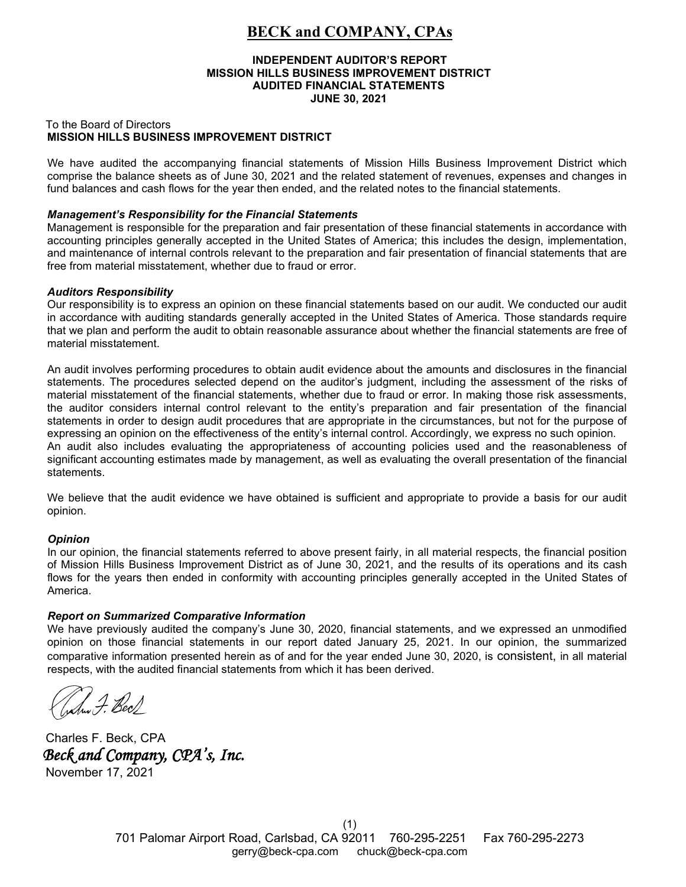# BECK and COMPANY, CPAs

**INDEPENDENT AUDITOR'S REPORT**
**MISSION HILLS BUSINESS IMPROVEMENT DISTRICT**
**AUDITED FINANCIAL STATEMENTS**
**JUNE 30, 2021**

To the Board of Directors
**MISSION HILLS BUSINESS IMPROVEMENT DISTRICT**

We have audited the accompanying financial statements of Mission Hills Business Improvement District which comprise the balance sheets as of June 30, 2021 and the related statement of revenues, expenses and changes in fund balances and cash flows for the year then ended, and the related notes to the financial statements.

***Management's Responsibility for the Financial Statements***
Management is responsible for the preparation and fair presentation of these financial statements in accordance with accounting principles generally accepted in the United States of America; this includes the design, implementation, and maintenance of internal controls relevant to the preparation and fair presentation of financial statements that are free from material misstatement, whether due to fraud or error.

***Auditors Responsibility***
Our responsibility is to express an opinion on these financial statements based on our audit. We conducted our audit in accordance with auditing standards generally accepted in the United States of America. Those standards require that we plan and perform the audit to obtain reasonable assurance about whether the financial statements are free of material misstatement.

An audit involves performing procedures to obtain audit evidence about the amounts and disclosures in the financial statements. The procedures selected depend on the auditor's judgment, including the assessment of the risks of material misstatement of the financial statements, whether due to fraud or error. In making those risk assessments, the auditor considers internal control relevant to the entity's preparation and fair presentation of the financial statements in order to design audit procedures that are appropriate in the circumstances, but not for the purpose of expressing an opinion on the effectiveness of the entity's internal control. Accordingly, we express no such opinion. An audit also includes evaluating the appropriateness of accounting policies used and the reasonableness of significant accounting estimates made by management, as well as evaluating the overall presentation of the financial statements.

We believe that the audit evidence we have obtained is sufficient and appropriate to provide a basis for our audit opinion.

***Opinion***
In our opinion, the financial statements referred to above present fairly, in all material respects, the financial position of Mission Hills Business Improvement District as of June 30, 2021, and the results of its operations and its cash flows for the years then ended in conformity with accounting principles generally accepted in the United States of America.

***Report on Summarized Comparative Information***
We have previously audited the company's June 30, 2020, financial statements, and we expressed an unmodified opinion on those financial statements in our report dated January 25, 2021. In our opinion, the summarized comparative information presented herein as of and for the year ended June 30, 2020, is consistent, in all material respects, with the audited financial statements from which it has been derived.

Charles F. Beck, CPA
*Beck and Company, CPA's, Inc.*
November 17, 2021

701 Palomar Airport Road, Carlsbad, CA 92011 760-295-2251 Fax 760-295-2273
gerry@beck-cpa.com chuck@beck-cpa.com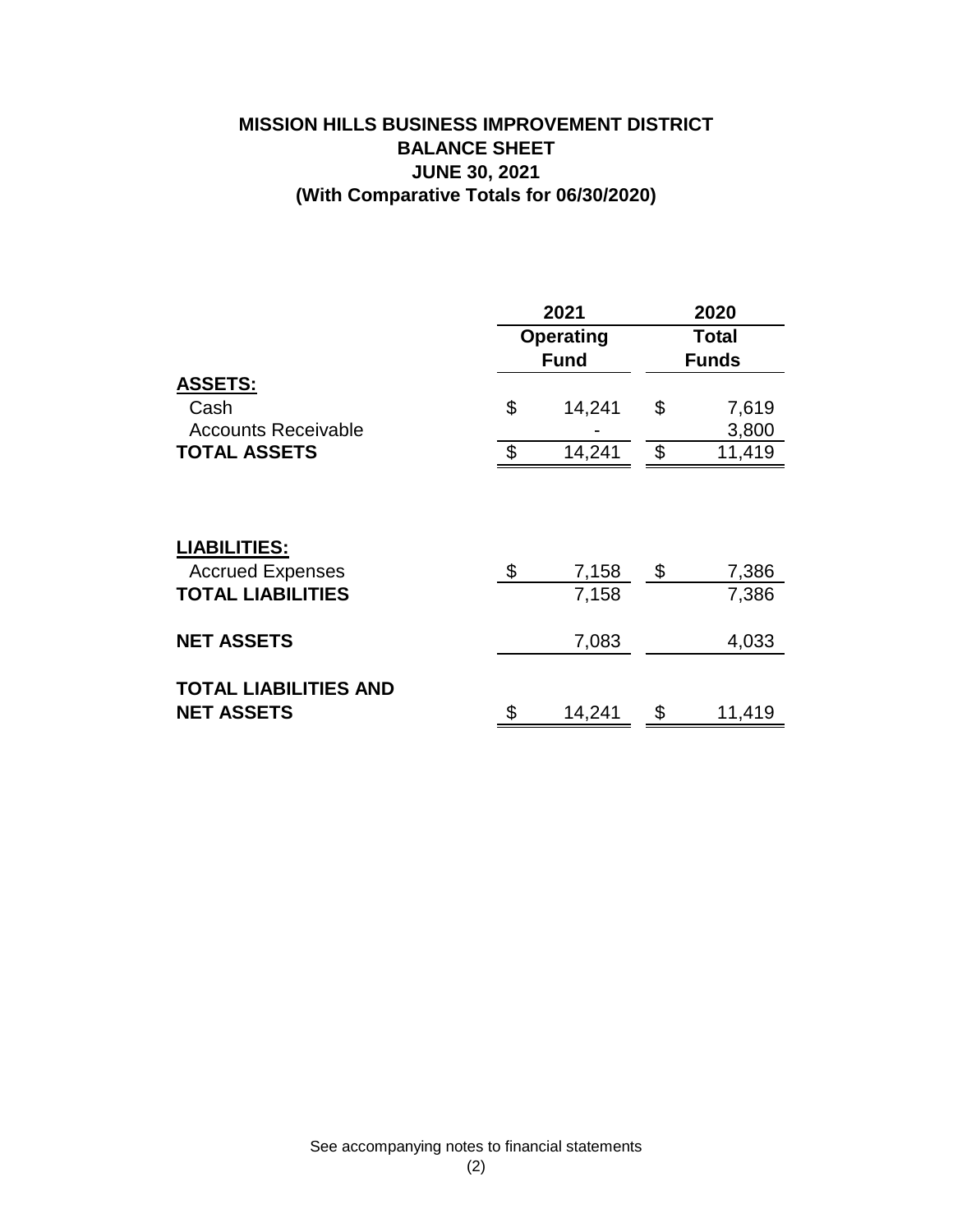# MISSION HILLS BUSINESS IMPROVEMENT DISTRICT
## BALANCE SHEET
## JUNE 30, 2021
## (With Comparative Totals for 06/30/2020)

| | 2021 Operating Fund | 2020 Total Funds |
|---|---|---|
| **ASSETS:** | | |
| Cash | $ 14,241 | $ 7,619 |
| Accounts Receivable | - | 3,800 |
| **TOTAL ASSETS** | $ 14,241 | $ 11,419 |
| | | |
| **LIABILITIES:** | | |
| Accrued Expenses | $ 7,158 | $ 7,386 |
| **TOTAL LIABILITIES** | 7,158 | 7,386 |
| | | |
| **NET ASSETS** | 7,083 | 4,033 |
| | | |
| **TOTAL LIABILITIES AND NET ASSETS** | $ 14,241 | $ 11,419 |

See accompanying notes to financial statements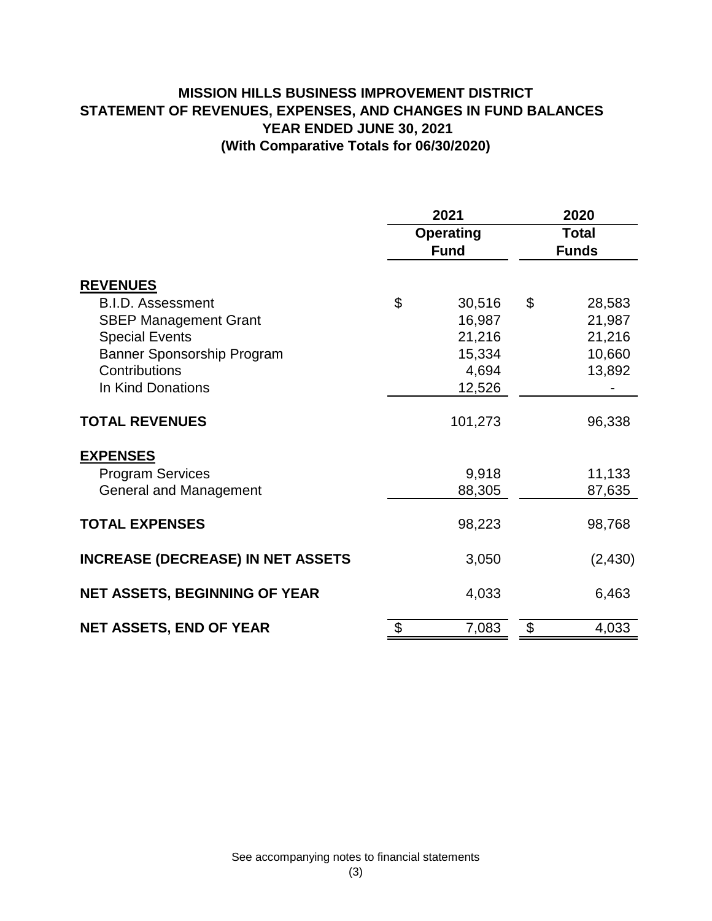# MISSION HILLS BUSINESS IMPROVEMENT DISTRICT
## STATEMENT OF REVENUES, EXPENSES, AND CHANGES IN FUND BALANCES
## YEAR ENDED JUNE 30, 2021
## (With Comparative Totals for 06/30/2020)

| | 2021 Operating Fund | 2020 Total Funds |
|---|---|---|
| **REVENUES** | | |
| B.I.D. Assessment | $ 30,516 | $ 28,583 |
| SBEP Management Grant | 16,987 | 21,987 |
| Special Events | 21,216 | 21,216 |
| Banner Sponsorship Program | 15,334 | 10,660 |
| Contributions | 4,694 | 13,892 |
| In Kind Donations | 12,526 | - |
| **TOTAL REVENUES** | 101,273 | 96,338 |
| **EXPENSES** | | |
| Program Services | 9,918 | 11,133 |
| General and Management | 88,305 | 87,635 |
| **TOTAL EXPENSES** | 98,223 | 98,768 |
| **INCREASE (DECREASE) IN NET ASSETS** | 3,050 | (2,430) |
| **NET ASSETS, BEGINNING OF YEAR** | 4,033 | 6,463 |
| **NET ASSETS, END OF YEAR** | $ 7,083 | $ 4,033 |

See accompanying notes to financial statements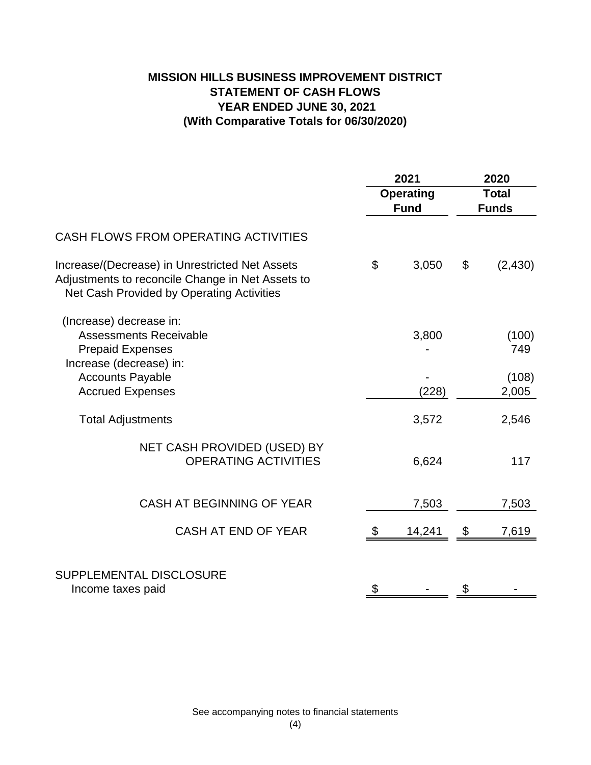# MISSION HILLS BUSINESS IMPROVEMENT DISTRICT
## STATEMENT OF CASH FLOWS
## YEAR ENDED JUNE 30, 2021
## (With Comparative Totals for 06/30/2020)

| | 2021 Operating Fund | 2020 Total Funds |
|---|---|---|
| CASH FLOWS FROM OPERATING ACTIVITIES | | |
| Increase/(Decrease) in Unrestricted Net Assets Adjustments to reconcile Change in Net Assets to Net Cash Provided by Operating Activities | $ 3,050 | $ (2,430) |
| (Increase) decrease in: | | |
| Assessments Receivable | 3,800 | (100) |
| Prepaid Expenses | - | 749 |
| Increase (decrease) in: | | |
| Accounts Payable | - | (108) |
| Accrued Expenses | (228) | 2,005 |
| Total Adjustments | 3,572 | 2,546 |
| NET CASH PROVIDED (USED) BY OPERATING ACTIVITIES | 6,624 | 117 |
| CASH AT BEGINNING OF YEAR | 7,503 | 7,503 |
| CASH AT END OF YEAR | $ 14,241 | $ 7,619 |
| SUPPLEMENTAL DISCLOSURE | | |
| Income taxes paid | $ - | $ - |

See accompanying notes to financial statements

(4)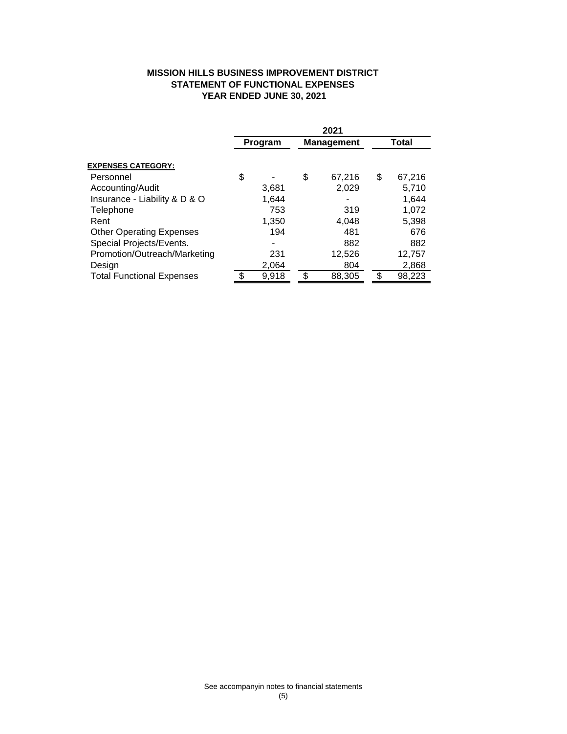**MISSION HILLS BUSINESS IMPROVEMENT DISTRICT**
**STATEMENT OF FUNCTIONAL EXPENSES**
**YEAR ENDED JUNE 30, 2021**

| | 2021 | | |
|---|---|---|---|
| | **Program** | **Management** | **Total** |
| **EXPENSES CATEGORY:** | | | |
| Personnel | $ - | $ 67,216 | $ 67,216 |
| Accounting/Audit | 3,681 | 2,029 | 5,710 |
| Insurance - Liability & D & O | 1,644 | - | 1,644 |
| Telephone | 753 | 319 | 1,072 |
| Rent | 1,350 | 4,048 | 5,398 |
| Other Operating Expenses | 194 | 481 | 676 |
| Special Projects/Events. | - | 882 | 882 |
| Promotion/Outreach/Marketing | 231 | 12,526 | 12,757 |
| Design | 2,064 | 804 | 2,868 |
| Total Functional Expenses | $ 9,918 | $ 88,305 | $ 98,223 |

See accompanyin notes to financial statements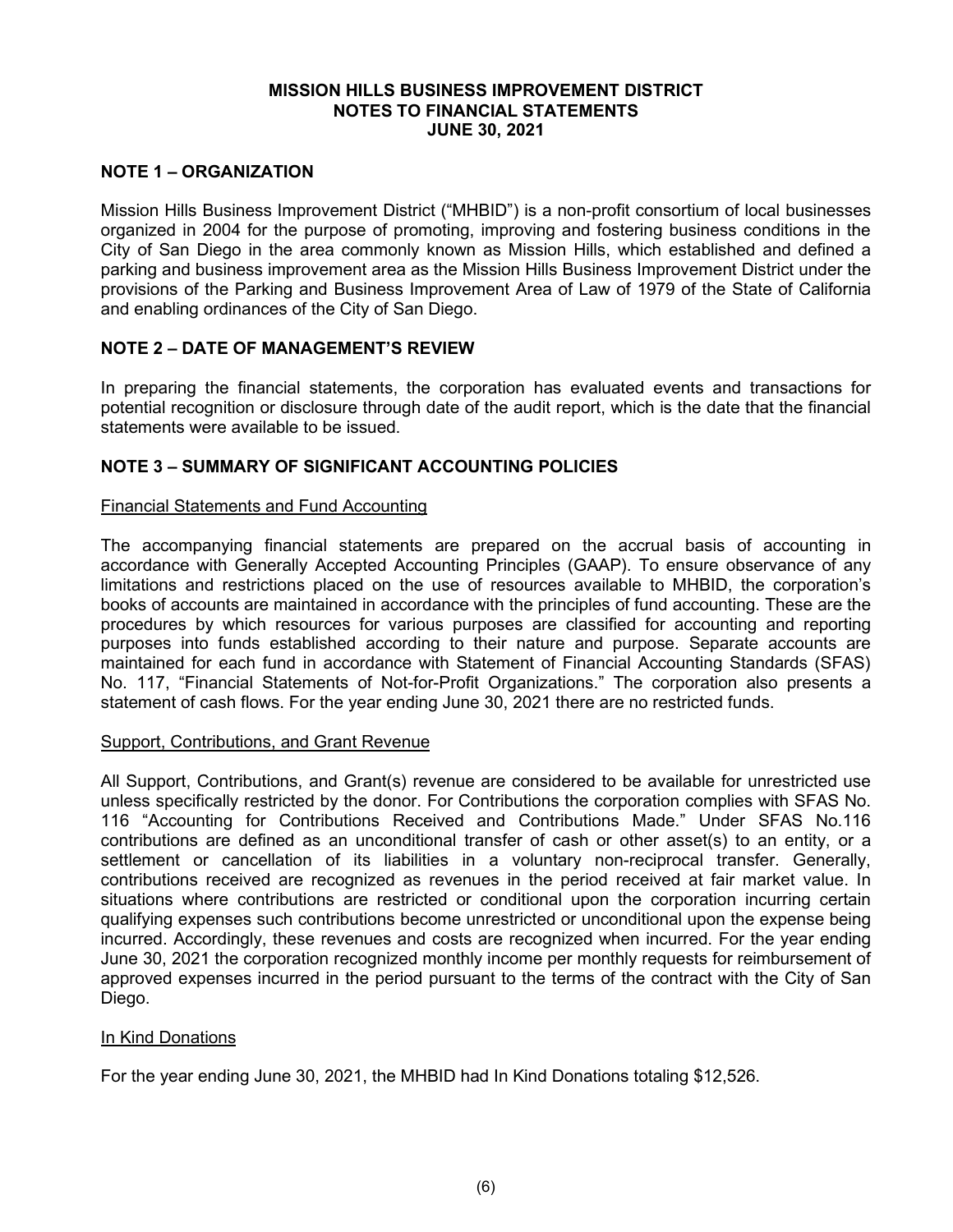**MISSION HILLS BUSINESS IMPROVEMENT DISTRICT**
**NOTES TO FINANCIAL STATEMENTS**
**JUNE 30, 2021**

## NOTE 1 – ORGANIZATION

Mission Hills Business Improvement District ("MHBID") is a non-profit consortium of local businesses organized in 2004 for the purpose of promoting, improving and fostering business conditions in the City of San Diego in the area commonly known as Mission Hills, which established and defined a parking and business improvement area as the Mission Hills Business Improvement District under the provisions of the Parking and Business Improvement Area of Law of 1979 of the State of California and enabling ordinances of the City of San Diego.

## NOTE 2 – DATE OF MANAGEMENT'S REVIEW

In preparing the financial statements, the corporation has evaluated events and transactions for potential recognition or disclosure through date of the audit report, which is the date that the financial statements were available to be issued.

## NOTE 3 – SUMMARY OF SIGNIFICANT ACCOUNTING POLICIES

### Financial Statements and Fund Accounting

The accompanying financial statements are prepared on the accrual basis of accounting in accordance with Generally Accepted Accounting Principles (GAAP). To ensure observance of any limitations and restrictions placed on the use of resources available to MHBID, the corporation's books of accounts are maintained in accordance with the principles of fund accounting. These are the procedures by which resources for various purposes are classified for accounting and reporting purposes into funds established according to their nature and purpose. Separate accounts are maintained for each fund in accordance with Statement of Financial Accounting Standards (SFAS) No. 117, "Financial Statements of Not-for-Profit Organizations." The corporation also presents a statement of cash flows. For the year ending June 30, 2021 there are no restricted funds.

### Support, Contributions, and Grant Revenue

All Support, Contributions, and Grant(s) revenue are considered to be available for unrestricted use unless specifically restricted by the donor. For Contributions the corporation complies with SFAS No. 116 "Accounting for Contributions Received and Contributions Made." Under SFAS No.116 contributions are defined as an unconditional transfer of cash or other asset(s) to an entity, or a settlement or cancellation of its liabilities in a voluntary non-reciprocal transfer. Generally, contributions received are recognized as revenues in the period received at fair market value. In situations where contributions are restricted or conditional upon the corporation incurring certain qualifying expenses such contributions become unrestricted or unconditional upon the expense being incurred. Accordingly, these revenues and costs are recognized when incurred. For the year ending June 30, 2021 the corporation recognized monthly income per monthly requests for reimbursement of approved expenses incurred in the period pursuant to the terms of the contract with the City of San Diego.

### In Kind Donations

For the year ending June 30, 2021, the MHBID had In Kind Donations totaling $12,526.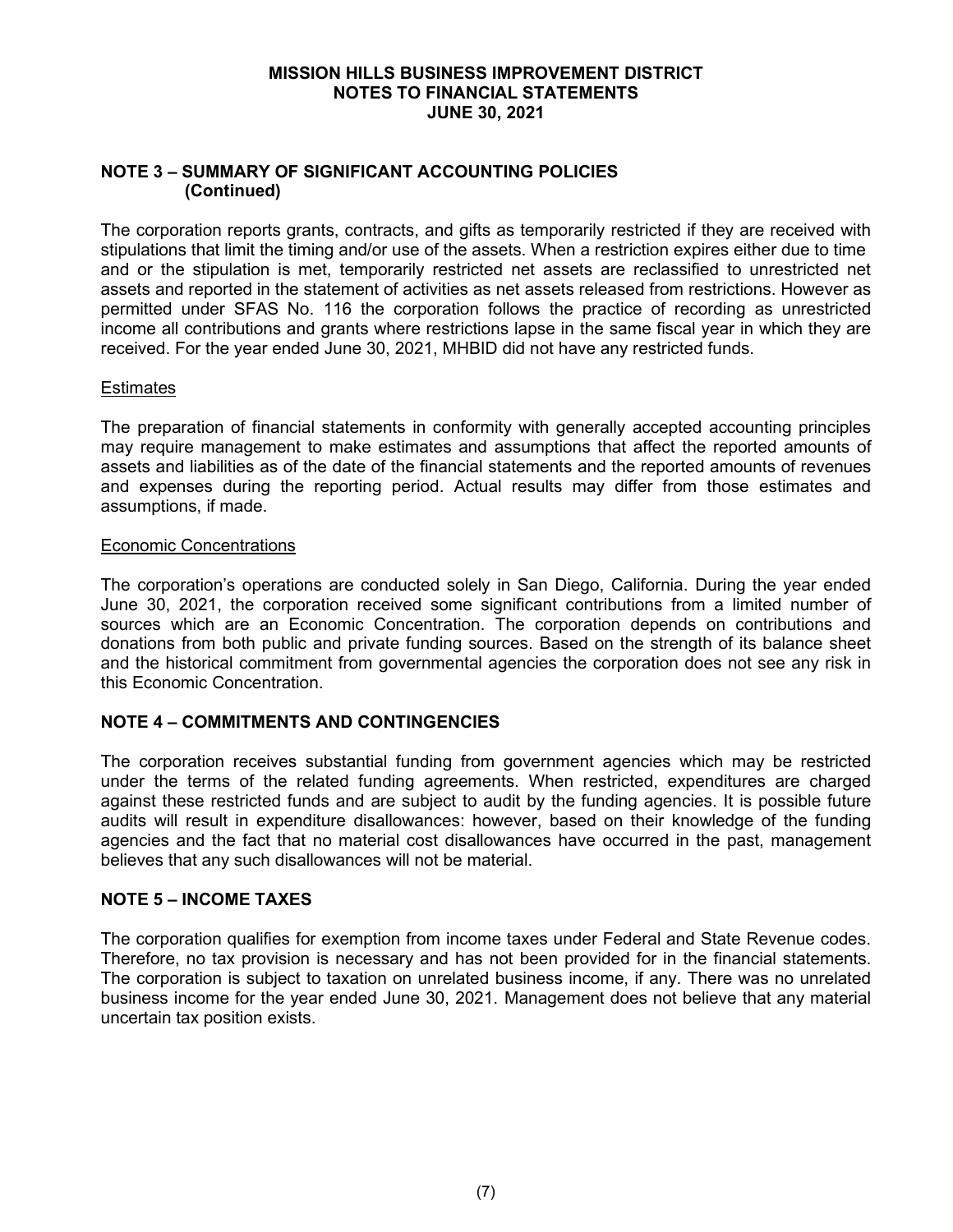## NOTE 3 – SUMMARY OF SIGNIFICANT ACCOUNTING POLICIES (Continued)

The corporation reports grants, contracts, and gifts as temporarily restricted if they are received with stipulations that limit the timing and/or use of the assets. When a restriction expires either due to time and or the stipulation is met, temporarily restricted net assets are reclassified to unrestricted net assets and reported in the statement of activities as net assets released from restrictions. However as permitted under SFAS No. 116 the corporation follows the practice of recording as unrestricted income all contributions and grants where restrictions lapse in the same fiscal year in which they are received. For the year ended June 30, 2021, MHBID did not have any restricted funds.

### Estimates

The preparation of financial statements in conformity with generally accepted accounting principles may require management to make estimates and assumptions that affect the reported amounts of assets and liabilities as of the date of the financial statements and the reported amounts of revenues and expenses during the reporting period. Actual results may differ from those estimates and assumptions, if made.

### Economic Concentrations

The corporation's operations are conducted solely in San Diego, California. During the year ended June 30, 2021, the corporation received some significant contributions from a limited number of sources which are an Economic Concentration. The corporation depends on contributions and donations from both public and private funding sources. Based on the strength of its balance sheet and the historical commitment from governmental agencies the corporation does not see any risk in this Economic Concentration.

## NOTE 4 – COMMITMENTS AND CONTINGENCIES

The corporation receives substantial funding from government agencies which may be restricted under the terms of the related funding agreements. When restricted, expenditures are charged against these restricted funds and are subject to audit by the funding agencies. It is possible future audits will result in expenditure disallowances: however, based on their knowledge of the funding agencies and the fact that no material cost disallowances have occurred in the past, management believes that any such disallowances will not be material.

## NOTE 5 – INCOME TAXES

The corporation qualifies for exemption from income taxes under Federal and State Revenue codes. Therefore, no tax provision is necessary and has not been provided for in the financial statements. The corporation is subject to taxation on unrelated business income, if any. There was no unrelated business income for the year ended June 30, 2021. Management does not believe that any material uncertain tax position exists.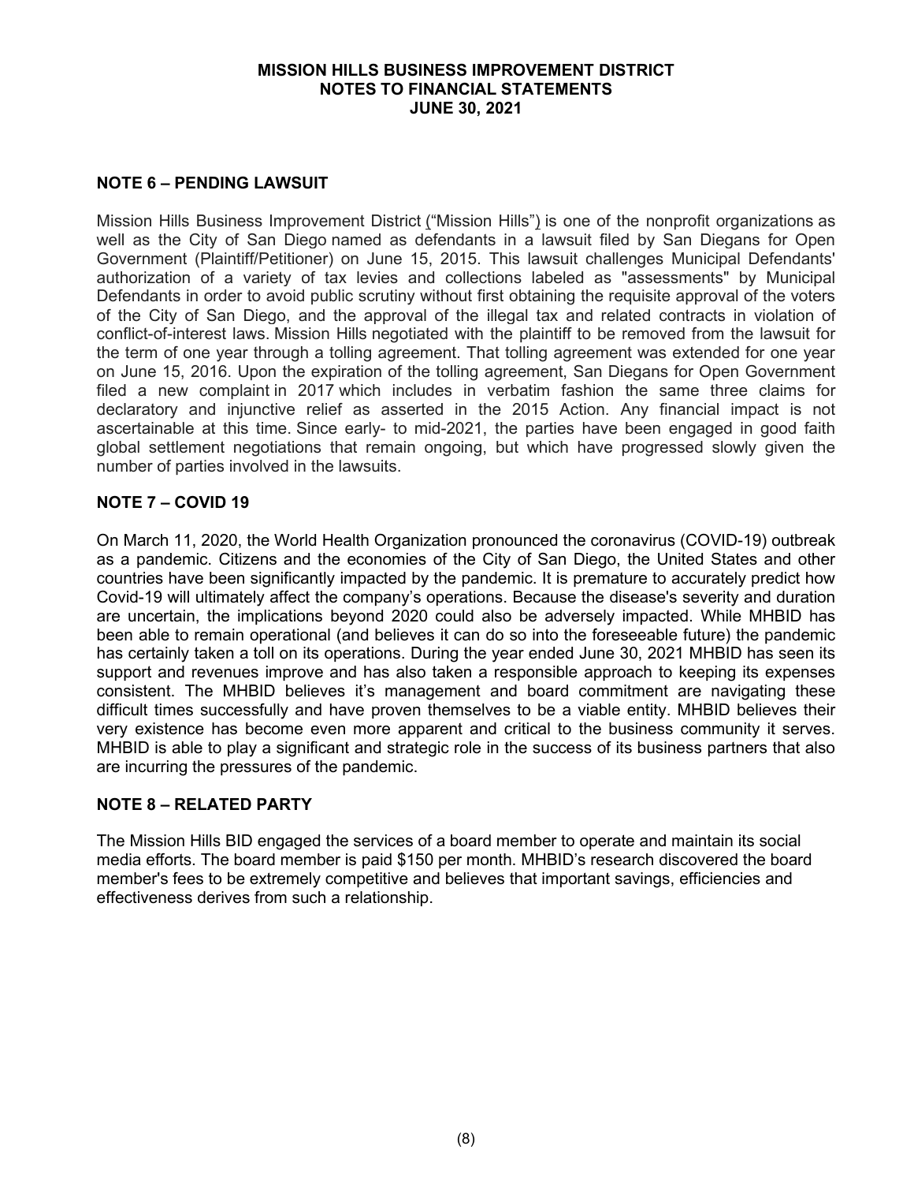## NOTE 6 – PENDING LAWSUIT

Mission Hills Business Improvement District ("Mission Hills") is one of the nonprofit organizations as well as the City of San Diego named as defendants in a lawsuit filed by San Diegans for Open Government (Plaintiff/Petitioner) on June 15, 2015. This lawsuit challenges Municipal Defendants' authorization of a variety of tax levies and collections labeled as "assessments" by Municipal Defendants in order to avoid public scrutiny without first obtaining the requisite approval of the voters of the City of San Diego, and the approval of the illegal tax and related contracts in violation of conflict-of-interest laws. Mission Hills negotiated with the plaintiff to be removed from the lawsuit for the term of one year through a tolling agreement. That tolling agreement was extended for one year on June 15, 2016. Upon the expiration of the tolling agreement, San Diegans for Open Government filed a new complaint in 2017 which includes in verbatim fashion the same three claims for declaratory and injunctive relief as asserted in the 2015 Action. Any financial impact is not ascertainable at this time. Since early- to mid-2021, the parties have been engaged in good faith global settlement negotiations that remain ongoing, but which have progressed slowly given the number of parties involved in the lawsuits.

## NOTE 7 – COVID 19

On March 11, 2020, the World Health Organization pronounced the coronavirus (COVID-19) outbreak as a pandemic. Citizens and the economies of the City of San Diego, the United States and other countries have been significantly impacted by the pandemic. It is premature to accurately predict how Covid-19 will ultimately affect the company's operations. Because the disease's severity and duration are uncertain, the implications beyond 2020 could also be adversely impacted. While MHBID has been able to remain operational (and believes it can do so into the foreseeable future) the pandemic has certainly taken a toll on its operations. During the year ended June 30, 2021 MHBID has seen its support and revenues improve and has also taken a responsible approach to keeping its expenses consistent. The MHBID believes it's management and board commitment are navigating these difficult times successfully and have proven themselves to be a viable entity. MHBID believes their very existence has become even more apparent and critical to the business community it serves. MHBID is able to play a significant and strategic role in the success of its business partners that also are incurring the pressures of the pandemic.

## NOTE 8 – RELATED PARTY

The Mission Hills BID engaged the services of a board member to operate and maintain its social media efforts. The board member is paid $150 per month. MHBID's research discovered the board member's fees to be extremely competitive and believes that important savings, efficiencies and effectiveness derives from such a relationship.